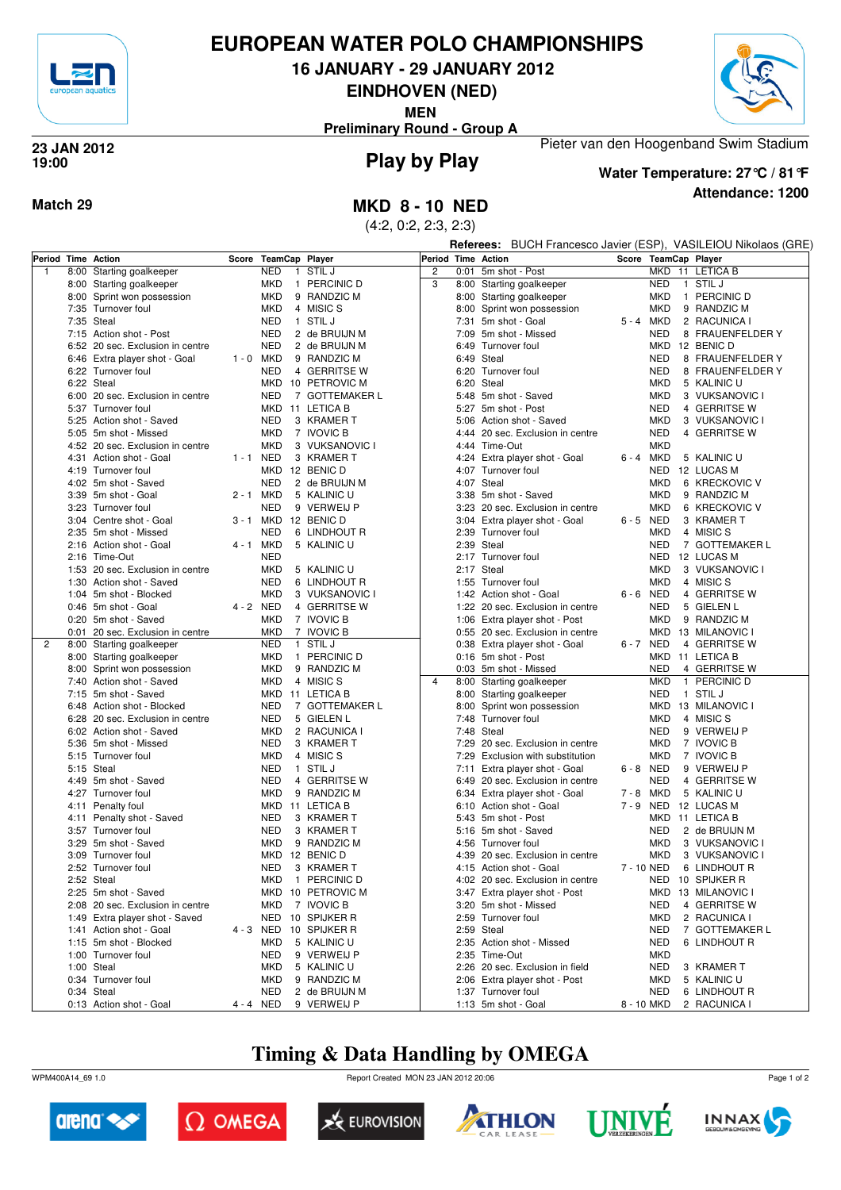# EUROPEAN WATER POLO CHAMPIONSHIPS

## 16 JANUARY - 29 JANUARY 2012

## EINDHOVEN (NED)

**MEN**

**Preliminary Round - Group A**

**23 JAN 2012**
**19:00**

Pieter van den Hoogenband Swim Stadium

## Play by Play

**Water Temperature: 27℃ / 81℉**

**Attendance: 1200**

**Match 29**

## MKD 8 - 10 NED

(4:2, 0:2, 2:3, 2:3)

**Referees:** BUCH Francesco Javier (ESP), VASILEIOU Nikolaos (GRE)

| Period | Time | Action | Score | TeamCap | Player |
|---|---|---|---|---|---|
| 1 | 8:00 | Starting goalkeeper | | NED 1 | STIL J |
| | 8:00 | Starting goalkeeper | | MKD 1 | PERCINIC D |
| | 8:00 | Sprint won possession | | MKD 9 | RANDZIC M |
| | 7:35 | Turnover foul | | MKD 4 | MISIC S |
| | 7:35 | Steal | | NED 1 | STIL J |
| | 7:15 | Action shot - Post | | NED 2 | de BRUIJN M |
| | 6:52 | 20 sec. Exclusion in centre | | NED 2 | de BRUIJN M |
| | 6:46 | Extra player shot - Goal | 1 - 0 | MKD 9 | RANDZIC M |
| | 6:22 | Turnover foul | | NED 4 | GERRITSE W |
| | 6:22 | Steal | | MKD 10 | PETROVIC M |
| | 6:00 | 20 sec. Exclusion in centre | | NED 7 | GOTTEMAKER L |
| | 5:37 | Turnover foul | | MKD 11 | LETICA B |
| | 5:25 | Action shot - Saved | | NED 3 | KRAMER T |
| | 5:05 | 5m shot - Missed | | MKD 7 | IVOVIC B |
| | 4:52 | 20 sec. Exclusion in centre | | MKD 3 | VUKSANOVIC I |
| | 4:31 | Action shot - Goal | 1 - 1 | NED 3 | KRAMER T |
| | 4:19 | Turnover foul | | MKD 12 | BENIC D |
| | 4:02 | 5m shot - Saved | | NED 2 | de BRUIJN M |
| | 3:39 | 5m shot - Goal | 2 - 1 | MKD 5 | KALINIC U |
| | 3:23 | Turnover foul | | NED 9 | VERWEIJ P |
| | 3:04 | Centre shot - Goal | 3 - 1 | MKD 12 | BENIC D |
| | 2:35 | 5m shot - Missed | | NED 6 | LINDHOUT R |
| | 2:16 | Action shot - Goal | 4 - 1 | MKD 5 | KALINIC U |
| | 2:16 | Time-Out | | NED | |
| | 1:53 | 20 sec. Exclusion in centre | | MKD 5 | KALINIC U |
| | 1:30 | Action shot - Saved | | NED 6 | LINDHOUT R |
| | 1:04 | 5m shot - Blocked | | MKD 3 | VUKSANOVIC I |
| | 0:46 | 5m shot - Goal | 4 - 2 | NED 4 | GERRITSE W |
| | 0:20 | 5m shot - Saved | | MKD 7 | IVOVIC B |
| | 0:01 | 20 sec. Exclusion in centre | | MKD 7 | IVOVIC B |
| 2 | 8:00 | Starting goalkeeper | | NED 1 | STIL J |
| | 8:00 | Starting goalkeeper | | MKD 1 | PERCINIC D |
| | 8:00 | Sprint won possession | | MKD 9 | RANDZIC M |
| | 7:40 | Action shot - Saved | | MKD 4 | MISIC S |
| | 7:15 | 5m shot - Saved | | MKD 11 | LETICA B |
| | 6:48 | Action shot - Blocked | | NED 7 | GOTTEMAKER L |
| | 6:28 | 20 sec. Exclusion in centre | | NED 5 | GIELEN L |
| | 6:02 | Action shot - Saved | | MKD 2 | RACUNICA I |
| | 5:36 | 5m shot - Missed | | NED 3 | KRAMER T |
| | 5:15 | Turnover foul | | MKD 4 | MISIC S |
| | 5:15 | Steal | | NED 1 | STIL J |
| | 4:49 | 5m shot - Saved | | NED 4 | GERRITSE W |
| | 4:27 | Turnover foul | | MKD 9 | RANDZIC M |
| | 4:11 | Penalty foul | | MKD 11 | LETICA B |
| | 4:11 | Penalty shot - Saved | | NED 3 | KRAMER T |
| | 3:57 | Turnover foul | | NED 3 | KRAMER T |
| | 3:29 | 5m shot - Saved | | MKD 9 | RANDZIC M |
| | 3:09 | Turnover foul | | MKD 12 | BENIC D |
| | 2:52 | Turnover foul | | NED 3 | KRAMER T |
| | 2:52 | Steal | | MKD 1 | PERCINIC D |
| | 2:25 | 5m shot - Saved | | MKD 10 | PETROVIC M |
| | 2:08 | 20 sec. Exclusion in centre | | MKD 7 | IVOVIC B |
| | 1:49 | Extra player shot - Saved | | NED 10 | SPIJKER R |
| | 1:41 | Action shot - Goal | 4 - 3 | NED 10 | SPIJKER R |
| | 1:15 | 5m shot - Blocked | | MKD 5 | KALINIC U |
| | 1:00 | Turnover foul | | NED 9 | VERWEIJ P |
| | 1:00 | Steal | | MKD 5 | KALINIC U |
| | 0:34 | Turnover foul | | MKD 9 | RANDZIC M |
| | 0:34 | Steal | | NED 2 | de BRUIJN M |
| | 0:13 | Action shot - Goal | 4 - 4 | NED 9 | VERWEIJ P |
| 2 | 0:01 | 5m shot - Post | | MKD 11 | LETICA B |
| 3 | 8:00 | Starting goalkeeper | | NED 1 | STIL J |
| | 8:00 | Starting goalkeeper | | MKD 1 | PERCINIC D |
| | 8:00 | Sprint won possession | | MKD 9 | RANDZIC M |
| | 7:31 | 5m shot - Goal | 5 - 4 | MKD 2 | RACUNICA I |
| | 7:09 | 5m shot - Missed | | NED 8 | FRAUENFELDER Y |
| | 6:49 | Turnover foul | | MKD 12 | BENIC D |
| | 6:49 | Steal | | NED 8 | FRAUENFELDER Y |
| | 6:20 | Turnover foul | | NED 8 | FRAUENFELDER Y |
| | 6:20 | Steal | | MKD 5 | KALINIC U |
| | 5:48 | 5m shot - Saved | | MKD 3 | VUKSANOVIC I |
| | 5:27 | 5m shot - Post | | NED 4 | GERRITSE W |
| | 5:06 | Action shot - Saved | | MKD 3 | VUKSANOVIC I |
| | 4:44 | 20 sec. Exclusion in centre | | NED 4 | GERRITSE W |
| | 4:44 | Time-Out | | MKD | |
| | 4:24 | Extra player shot - Goal | 6 - 4 | MKD 5 | KALINIC U |
| | 4:07 | Turnover foul | | NED 12 | LUCAS M |
| | 4:07 | Steal | | MKD 6 | KRECKOVIC V |
| | 3:38 | 5m shot - Saved | | MKD 9 | RANDZIC M |
| | 3:23 | 20 sec. Exclusion in centre | | MKD 6 | KRECKOVIC V |
| | 3:04 | Extra player shot - Goal | 6 - 5 | NED 3 | KRAMER T |
| | 2:39 | Turnover foul | | MKD 4 | MISIC S |
| | 2:39 | Steal | | NED 7 | GOTTEMAKER L |
| | 2:17 | Turnover foul | | NED 12 | LUCAS M |
| | 2:17 | Steal | | MKD 3 | VUKSANOVIC I |
| | 1:55 | Turnover foul | | MKD 4 | MISIC S |
| | 1:42 | Action shot - Goal | 6 - 6 | NED 4 | GERRITSE W |
| | 1:22 | 20 sec. Exclusion in centre | | NED 5 | GIELEN L |
| | 1:06 | Extra player shot - Post | | MKD 9 | RANDZIC M |
| | 0:55 | 20 sec. Exclusion in centre | | MKD 13 | MILANOVIC I |
| | 0:38 | Extra player shot - Goal | 6 - 7 | NED 4 | GERRITSE W |
| | 0:16 | 5m shot - Post | | MKD 11 | LETICA B |
| | 0:03 | 5m shot - Missed | | NED 4 | GERRITSE W |
| 4 | 8:00 | Starting goalkeeper | | MKD 1 | PERCINIC D |
| | 8:00 | Starting goalkeeper | | NED 1 | STIL J |
| | 8:00 | Sprint won possession | | MKD 13 | MILANOVIC I |
| | 7:48 | Turnover foul | | MKD 4 | MISIC S |
| | 7:48 | Steal | | NED 9 | VERWEIJ P |
| | 7:29 | 20 sec. Exclusion in centre | | MKD 7 | IVOVIC B |
| | 7:29 | Exclusion with substitution | | MKD 7 | IVOVIC B |
| | 7:11 | Extra player shot - Goal | 6 - 8 | NED 9 | VERWEIJ P |
| | 6:49 | 20 sec. Exclusion in centre | | NED 4 | GERRITSE W |
| | 6:34 | Extra player shot - Goal | 7 - 8 | MKD 5 | KALINIC U |
| | 6:10 | Action shot - Goal | 7 - 9 | NED 12 | LUCAS M |
| | 5:43 | 5m shot - Post | | MKD 11 | LETICA B |
| | 5:16 | 5m shot - Saved | | NED 2 | de BRUIJN M |
| | 4:56 | Turnover foul | | MKD 3 | VUKSANOVIC I |
| | 4:39 | 20 sec. Exclusion in centre | | MKD 3 | VUKSANOVIC I |
| | 4:15 | Action shot - Goal | 7 - 10 | NED 6 | LINDHOUT R |
| | 4:02 | 20 sec. Exclusion in centre | | NED 10 | SPIJKER R |
| | 3:47 | Extra player shot - Post | | MKD 13 | MILANOVIC I |
| | 3:20 | 5m shot - Missed | | NED 4 | GERRITSE W |
| | 2:59 | Turnover foul | | MKD 2 | RACUNICA I |
| | 2:59 | Steal | | NED 7 | GOTTEMAKER L |
| | 2:35 | Action shot - Missed | | NED 6 | LINDHOUT R |
| | 2:35 | Time-Out | | MKD | |
| | 2:26 | 20 sec. Exclusion in field | | NED 3 | KRAMER T |
| | 2:06 | Extra player shot - Post | | MKD 5 | KALINIC U |
| | 1:37 | Turnover foul | | NED 6 | LINDHOUT R |
| | 1:13 | 5m shot - Goal | 8 - 10 | MKD 2 | RACUNICA I |

## Timing & Data Handling by OMEGA

WPM400A14_69 1.0 Report Created MON 23 JAN 2012 20:06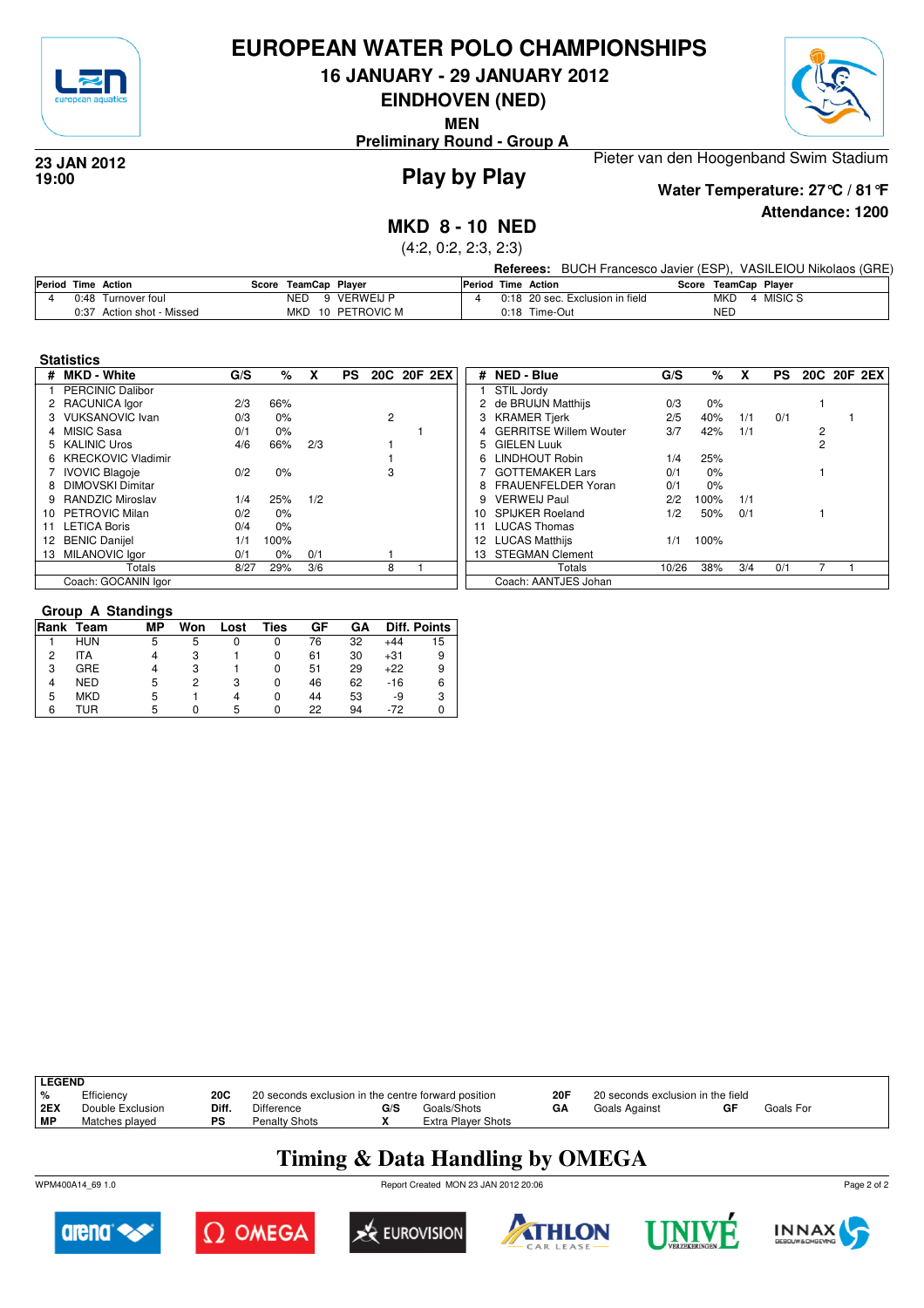# EUROPEAN WATER POLO CHAMPIONSHIPS

**16 JANUARY - 29 JANUARY 2012**

**EINDHOVEN (NED)**

**MEN**

**Preliminary Round - Group A**

**23 JAN 2012**
**19:00**

## Play by Play

Pieter van den Hoogenband Swim Stadium

**Water Temperature: 27°C / 81°F**

**Attendance: 1200**

### MKD 8 - 10 NED

(4:2, 0:2, 2:3, 2:3)

**Referees:** BUCH Francesco Javier (ESP), VASILEIOU Nikolaos (GRE)

| Period | Time | Action | Score | TeamCap | Player | Period | Time | Action | Score | TeamCap | Player |
|---|---|---|---|---|---|---|---|---|---|---|---|
| 4 | 0:48 | Turnover foul | | NED 9 | VERWEIJ P | 4 | 0:18 | 20 sec. Exclusion in field | | MKD 4 | MISIC S |
| | 0:37 | Action shot - Missed | | MKD 10 | PETROVIC M | | 0:18 | Time-Out | | NED | |

### Statistics

| # | MKD - White | G/S | % | X | PS | 20C | 20F | 2EX |
|---|---|---|---|---|---|---|---|---|
| 1 | PERCINIC Dalibor | | | | | | | |
| 2 | RACUNICA Igor | 2/3 | 66% | | | | | |
| 3 | VUKSANOVIC Ivan | 0/3 | 0% | | | 2 | | |
| 4 | MISIC Sasa | 0/1 | 0% | | | | | 1 |
| 5 | KALINIC Uros | 4/6 | 66% | 2/3 | | 1 | | |
| 6 | KRECKOVIC Vladimir | | | | | 1 | | |
| 7 | IVOVIC Blagoje | 0/2 | 0% | | | 3 | | |
| 8 | DIMOVSKI Dimitar | | | | | | | |
| 9 | RANDZIC Miroslav | 1/4 | 25% | 1/2 | | | | |
| 10 | PETROVIC Milan | 0/2 | 0% | | | | | |
| 11 | LETICA Boris | 0/4 | 0% | | | | | |
| 12 | BENIC Danijel | 1/1 | 100% | | | | | |
| 13 | MILANOVIC Igor | 0/1 | 0% | 0/1 | | 1 | | |
| | Totals | 8/27 | 29% | 3/6 | | 8 | | 1 |
| | Coach: GOCANIN Igor | | | | | | | |

| # | NED - Blue | G/S | % | X | PS | 20C | 20F | 2EX |
|---|---|---|---|---|---|---|---|---|
| 1 | STIL Jordy | | | | | | | |
| 2 | de BRUIJN Matthijs | 0/3 | 0% | | | | 1 | |
| 3 | KRAMER Tjerk | 2/5 | 40% | 1/1 | 0/1 | | | 1 |
| 4 | GERRITSE Willem Wouter | 3/7 | 42% | 1/1 | | | 2 | |
| 5 | GIELEN Luuk | | | | | | 2 | |
| 6 | LINDHOUT Robin | 1/4 | 25% | | | | | |
| 7 | GOTTEMAKER Lars | 0/1 | 0% | | | | 1 | |
| 8 | FRAUENFELDER Yoran | 0/1 | 0% | | | | | |
| 9 | VERWEIJ Paul | 2/2 | 100% | 1/1 | | | | |
| 10 | SPIJKER Roeland | 1/2 | 50% | 0/1 | | | 1 | |
| 11 | LUCAS Thomas | | | | | | | |
| 12 | LUCAS Matthijs | 1/1 | 100% | | | | | |
| 13 | STEGMAN Clement | | | | | | | |
| | Totals | 10/26 | 38% | 3/4 | 0/1 | | 7 | 1 |
| | Coach: AANTJES Johan | | | | | | | |

### Group A Standings

| Rank | Team | MP | Won | Lost | Ties | GF | GA | Diff. | Points |
|---|---|---|---|---|---|---|---|---|---|
| 1 | HUN | 5 | 5 | 0 | 0 | 76 | 32 | +44 | 15 |
| 2 | ITA | 4 | 3 | 1 | 0 | 61 | 30 | +31 | 9 |
| 3 | GRE | 4 | 3 | 1 | 0 | 51 | 29 | +22 | 9 |
| 4 | NED | 5 | 2 | 3 | 0 | 46 | 62 | -16 | 6 |
| 5 | MKD | 5 | 1 | 4 | 0 | 44 | 53 | -9 | 3 |
| 6 | TUR | 5 | 0 | 5 | 0 | 22 | 94 | -72 | 0 |

**LEGEND**

| | | | | | | | |
|---|---|---|---|---|---|---|---|
| % | Efficiency | 20C | 20 seconds exclusion in the centre forward position | | | 20F | 20 seconds exclusion in the field |
| 2EX | Double Exclusion | Diff. | Difference | G/S | Goals/Shots | GA | Goals Against |
| MP | Matches played | PS | Penalty Shots | X | Extra Player Shots | GF | Goals For |

## Timing & Data Handling by OMEGA

WPM400A14_69 1.0 | Report Created MON 23 JAN 2012 20:06